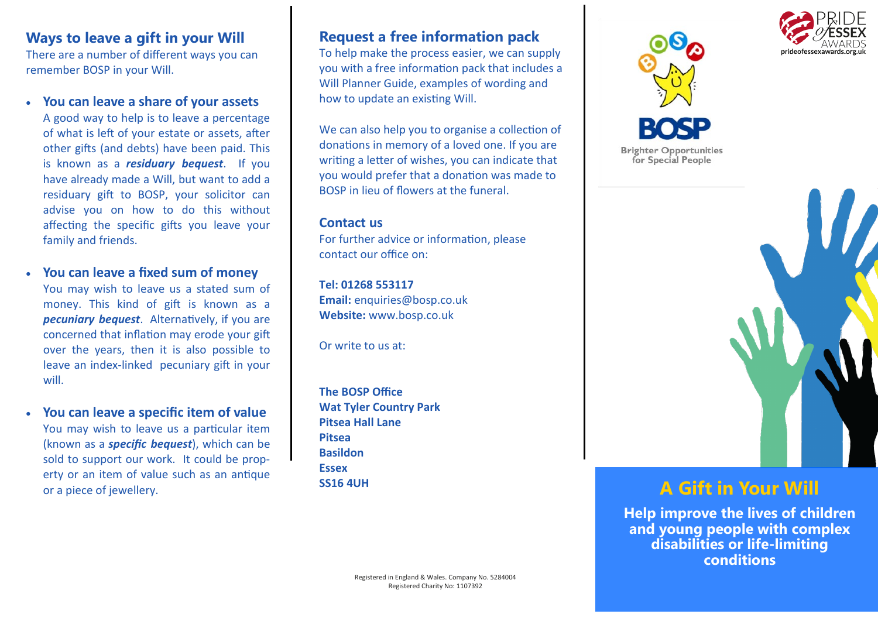## Ways to leave a gift in your Will

There are a number of different ways you can remember BOSP in your Will.

- **You can leave a share of your assets**
  A good way to help is to leave a percentage of what is left of your estate or assets, after other gifts (and debts) have been paid. This is known as a ***residuary bequest***. If you have already made a Will, but want to add a residuary gift to BOSP, your solicitor can advise you on how to do this without affecting the specific gifts you leave your family and friends.

- **You can leave a fixed sum of money**
  You may wish to leave us a stated sum of money. This kind of gift is known as a ***pecuniary bequest***. Alternatively, if you are concerned that inflation may erode your gift over the years, then it is also possible to leave an index-linked pecuniary gift in your will.

- **You can leave a specific item of value**
  You may wish to leave us a particular item (known as a ***specific bequest***), which can be sold to support our work. It could be property or an item of value such as an antique or a piece of jewellery.

## Request a free information pack

To help make the process easier, we can supply you with a free information pack that includes a Will Planner Guide, examples of wording and how to update an existing Will.

We can also help you to organise a collection of donations in memory of a loved one. If you are writing a letter of wishes, you can indicate that you would prefer that a donation was made to BOSP in lieu of flowers at the funeral.

## Contact us

For further advice or information, please contact our office on:

**Tel: 01268 553117**
**Email:** enquiries@bosp.co.uk
**Website:** www.bosp.co.uk

Or write to us at:

**The BOSP Office**
**Wat Tyler Country Park**
**Pitsea Hall Lane**
**Pitsea**
**Basildon**
**Essex**
**SS16 4UH**

Registered in England & Wales. Company No. 5284004
Registered Charity No: 1107392

PRIDE of ESSEX AWARDS
prideofessexawards.org.uk

BOSP
Brighter Opportunities for Special People

# A Gift in Your Will

**Help improve the lives of children and young people with complex disabilities or life-limiting conditions**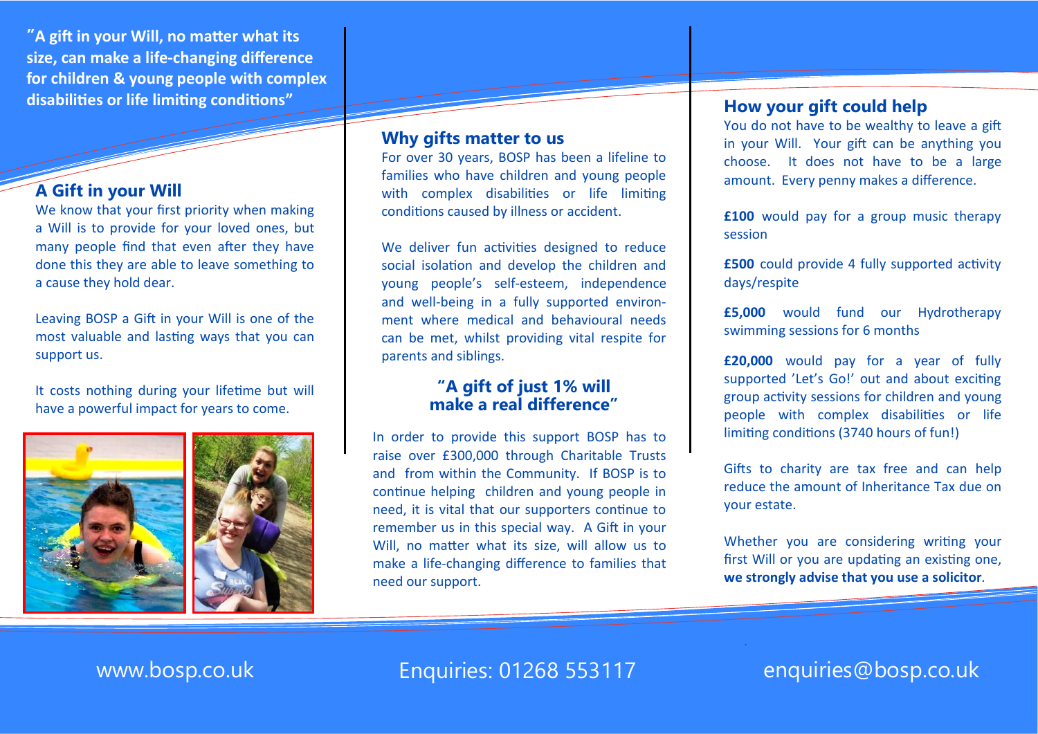**"A gift in your Will, no matter what its size, can make a life-changing difference for children & young people with complex disabilities or life limiting conditions"**

## A Gift in your Will

We know that your first priority when making a Will is to provide for your loved ones, but many people find that even after they have done this they are able to leave something to a cause they hold dear.

Leaving BOSP a Gift in your Will is one of the most valuable and lasting ways that you can support us.

It costs nothing during your lifetime but will have a powerful impact for years to come.

## Why gifts matter to us

For over 30 years, BOSP has been a lifeline to families who have children and young people with complex disabilities or life limiting conditions caused by illness or accident.

We deliver fun activities designed to reduce social isolation and develop the children and young people's self-esteem, independence and well-being in a fully supported environment where medical and behavioural needs can be met, whilst providing vital respite for parents and siblings.

### "A gift of just 1% will make a real difference"

In order to provide this support BOSP has to raise over £300,000 through Charitable Trusts and from within the Community. If BOSP is to continue helping children and young people in need, it is vital that our supporters continue to remember us in this special way. A Gift in your Will, no matter what its size, will allow us to make a life-changing difference to families that need our support.

## How your gift could help

You do not have to be wealthy to leave a gift in your Will. Your gift can be anything you choose. It does not have to be a large amount. Every penny makes a difference.

**£100** would pay for a group music therapy session

**£500** could provide 4 fully supported activity days/respite

**£5,000** would fund our Hydrotherapy swimming sessions for 6 months

**£20,000** would pay for a year of fully supported 'Let's Go!' out and about exciting group activity sessions for children and young people with complex disabilities or life limiting conditions (3740 hours of fun!)

Gifts to charity are tax free and can help reduce the amount of Inheritance Tax due on your estate.

Whether you are considering writing your first Will or you are updating an existing one, **we strongly advise that you use a solicitor**.

www.bosp.co.uk

Enquiries: 01268 553117

enquiries@bosp.co.uk